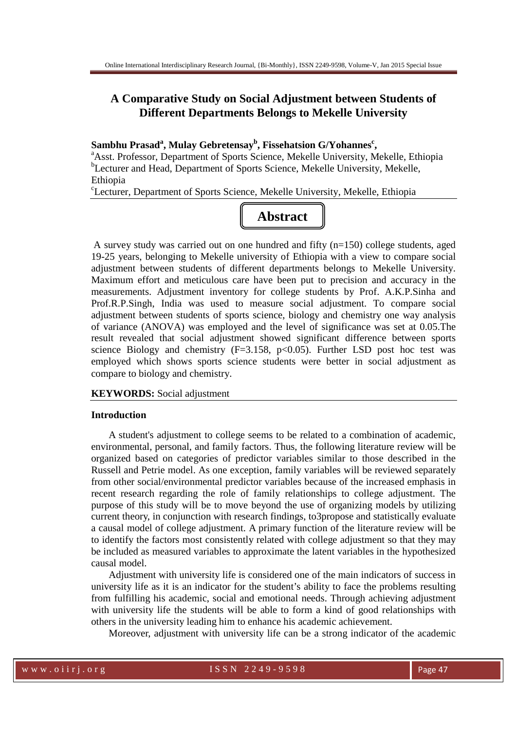# A Comparative Study on Social Adjustment between Students of Different Departments Belongs to Mekelle University

**Sambhu Prasad[a], Mulay Gebretensay[b], Fissehatsion G/Yohannes[c],**

[a]Asst. Professor, Department of Sports Science, Mekelle University, Mekelle, Ethiopia
[b]Lecturer and Head, Department of Sports Science, Mekelle University, Mekelle, Ethiopia
[c]Lecturer, Department of Sports Science, Mekelle University, Mekelle, Ethiopia

## Abstract

A survey study was carried out on one hundred and fifty (n=150) college students, aged 19-25 years, belonging to Mekelle university of Ethiopia with a view to compare social adjustment between students of different departments belongs to Mekelle University. Maximum effort and meticulous care have been put to precision and accuracy in the measurements. Adjustment inventory for college students by Prof. A.K.P.Sinha and Prof.R.P.Singh, India was used to measure social adjustment. To compare social adjustment between students of sports science, biology and chemistry one way analysis of variance (ANOVA) was employed and the level of significance was set at 0.05.The result revealed that social adjustment showed significant difference between sports science Biology and chemistry ($F=3.158$, $p<0.05$). Further LSD post hoc test was employed which shows sports science students were better in social adjustment as compare to biology and chemistry.

**KEYWORDS:** Social adjustment

### Introduction

A student's adjustment to college seems to be related to a combination of academic, environmental, personal, and family factors. Thus, the following literature review will be organized based on categories of predictor variables similar to those described in the Russell and Petrie model. As one exception, family variables will be reviewed separately from other social/environmental predictor variables because of the increased emphasis in recent research regarding the role of family relationships to college adjustment. The purpose of this study will be to move beyond the use of organizing models by utilizing current theory, in conjunction with research findings, to3propose and statistically evaluate a causal model of college adjustment. A primary function of the literature review will be to identify the factors most consistently related with college adjustment so that they may be included as measured variables to approximate the latent variables in the hypothesized causal model.

Adjustment with university life is considered one of the main indicators of success in university life as it is an indicator for the student's ability to face the problems resulting from fulfilling his academic, social and emotional needs. Through achieving adjustment with university life the students will be able to form a kind of good relationships with others in the university leading him to enhance his academic achievement.

Moreover, adjustment with university life can be a strong indicator of the academic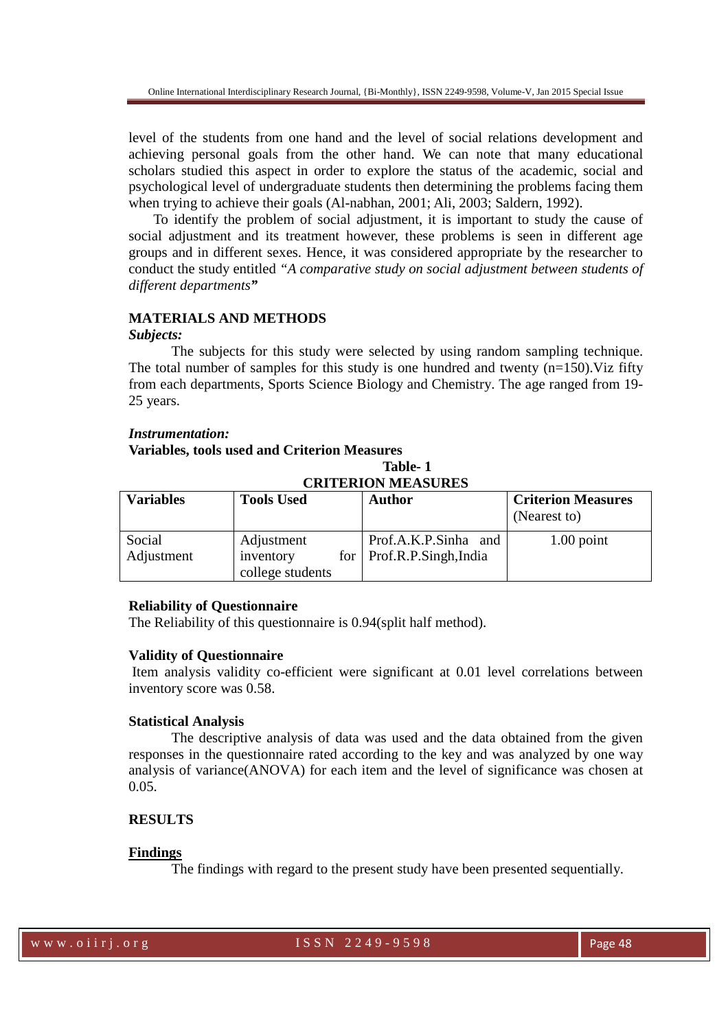level of the students from one hand and the level of social relations development and achieving personal goals from the other hand. We can note that many educational scholars studied this aspect in order to explore the status of the academic, social and psychological level of undergraduate students then determining the problems facing them when trying to achieve their goals (Al-nabhan, 2001; Ali, 2003; Saldern, 1992).

To identify the problem of social adjustment, it is important to study the cause of social adjustment and its treatment however, these problems is seen in different age groups and in different sexes. Hence, it was considered appropriate by the researcher to conduct the study entitled *"A comparative study on social adjustment between students of different departments"*

### MATERIALS AND METHODS

***Subjects:***

The subjects for this study were selected by using random sampling technique. The total number of samples for this study is one hundred and twenty (n=150).Viz fifty from each departments, Sports Science Biology and Chemistry. The age ranged from 19-25 years.

***Instrumentation:***

**Variables, tools used and Criterion Measures**

**Table- 1**

**CRITERION MEASURES**

| **Variables** | **Tools Used** | **Author** | **Criterion Measures** (Nearest to) |
|---|---|---|---|
| Social Adjustment | Adjustment inventory for college students | Prof.A.K.P.Sinha and Prof.R.P.Singh,India | 1.00 point |

**Reliability of Questionnaire**

The Reliability of this questionnaire is 0.94(split half method).

**Validity of Questionnaire**

Item analysis validity co-efficient were significant at 0.01 level correlations between inventory score was 0.58.

**Statistical Analysis**

The descriptive analysis of data was used and the data obtained from the given responses in the questionnaire rated according to the key and was analyzed by one way analysis of variance(ANOVA) for each item and the level of significance was chosen at 0.05.

### RESULTS

**Findings**

The findings with regard to the present study have been presented sequentially.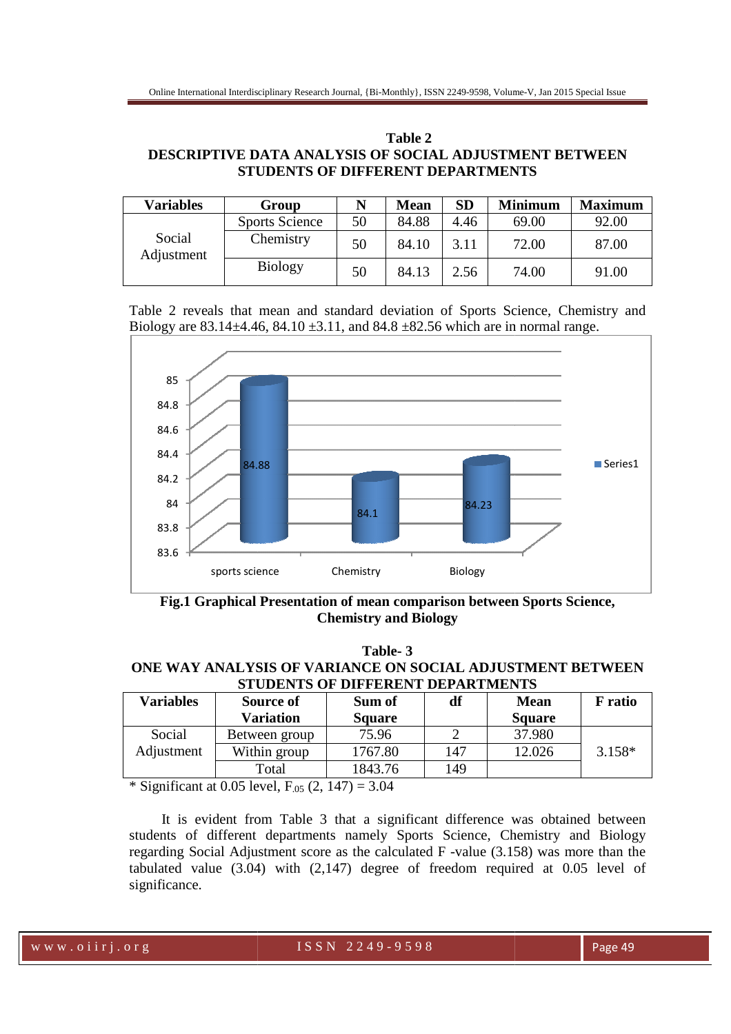**Table 2**
**DESCRIPTIVE DATA ANALYSIS OF SOCIAL ADJUSTMENT BETWEEN STUDENTS OF DIFFERENT DEPARTMENTS**

| Variables | Group | N | Mean | SD | Minimum | Maximum |
|---|---|---|---|---|---|---|
| Social Adjustment | Sports Science | 50 | 84.88 | 4.46 | 69.00 | 92.00 |
| | Chemistry | 50 | 84.10 | 3.11 | 72.00 | 87.00 |
| | Biology | 50 | 84.13 | 2.56 | 74.00 | 91.00 |

Table 2 reveals that mean and standard deviation of Sports Science, Chemistry and Biology are 83.14±4.46, 84.10 ±3.11, and 84.8 ±82.56 which are in normal range.

**Fig.1 Graphical Presentation of mean comparison between Sports Science, Chemistry and Biology**

**Table- 3**
**ONE WAY ANALYSIS OF VARIANCE ON SOCIAL ADJUSTMENT BETWEEN STUDENTS OF DIFFERENT DEPARTMENTS**

| Variables | Source of Variation | Sum of Square | df | Mean Square | F ratio |
|---|---|---|---|---|---|
| Social Adjustment | Between group | 75.96 | 2 | 37.980 | 3.158* |
| | Within group | 1767.80 | 147 | 12.026 | |
| | Total | 1843.76 | 149 | | |

* Significant at 0.05 level, $F_{.05}$ (2, 147) = 3.04

It is evident from Table 3 that a significant difference was obtained between students of different departments namely Sports Science, Chemistry and Biology regarding Social Adjustment score as the calculated F -value (3.158) was more than the tabulated value (3.04) with (2,147) degree of freedom required at 0.05 level of significance.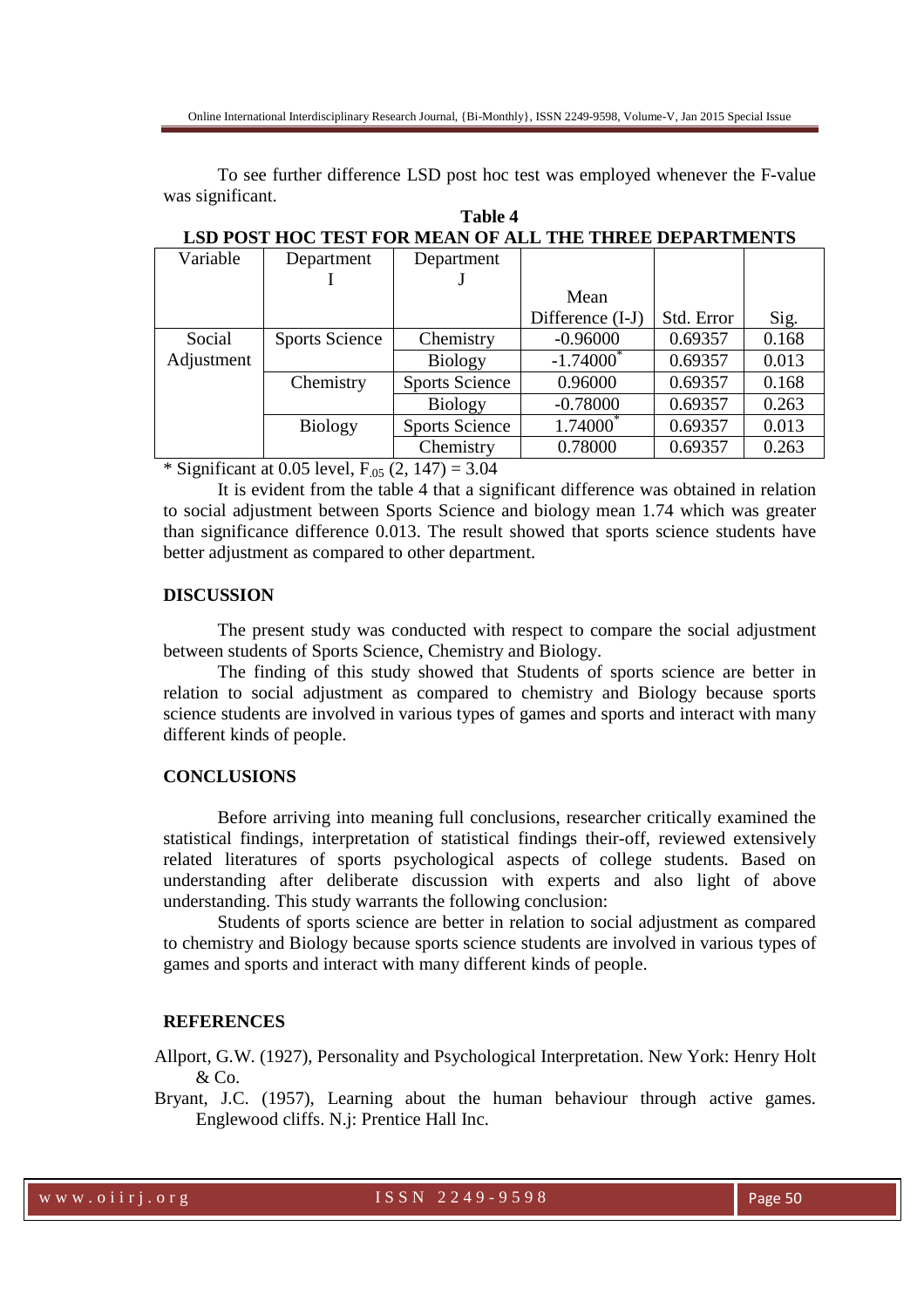To see further difference LSD post hoc test was employed whenever the F-value was significant.

**Table 4**

**LSD POST HOC TEST FOR MEAN OF ALL THE THREE DEPARTMENTS**

| Variable | Department I | Department J | Mean Difference (I-J) | Std. Error | Sig. |
|---|---|---|---|---|---|
| Social Adjustment | Sports Science | Chemistry | -0.96000 | 0.69357 | 0.168 |
| | | Biology | -1.74000* | 0.69357 | 0.013 |
| | Chemistry | Sports Science | 0.96000 | 0.69357 | 0.168 |
| | | Biology | -0.78000 | 0.69357 | 0.263 |
| | Biology | Sports Science | 1.74000* | 0.69357 | 0.013 |
| | | Chemistry | 0.78000 | 0.69357 | 0.263 |

* Significant at 0.05 level, $F_{.05}$ (2, 147) = 3.04

It is evident from the table 4 that a significant difference was obtained in relation to social adjustment between Sports Science and biology mean 1.74 which was greater than significance difference 0.013. The result showed that sports science students have better adjustment as compared to other department.

## DISCUSSION

The present study was conducted with respect to compare the social adjustment between students of Sports Science, Chemistry and Biology.

The finding of this study showed that Students of sports science are better in relation to social adjustment as compared to chemistry and Biology because sports science students are involved in various types of games and sports and interact with many different kinds of people.

## CONCLUSIONS

Before arriving into meaning full conclusions, researcher critically examined the statistical findings, interpretation of statistical findings their-off, reviewed extensively related literatures of sports psychological aspects of college students. Based on understanding after deliberate discussion with experts and also light of above understanding. This study warrants the following conclusion:

Students of sports science are better in relation to social adjustment as compared to chemistry and Biology because sports science students are involved in various types of games and sports and interact with many different kinds of people.

## REFERENCES

Allport, G.W. (1927), Personality and Psychological Interpretation. New York: Henry Holt & Co.

Bryant, J.C. (1957), Learning about the human behaviour through active games. Englewood cliffs. N.j: Prentice Hall Inc.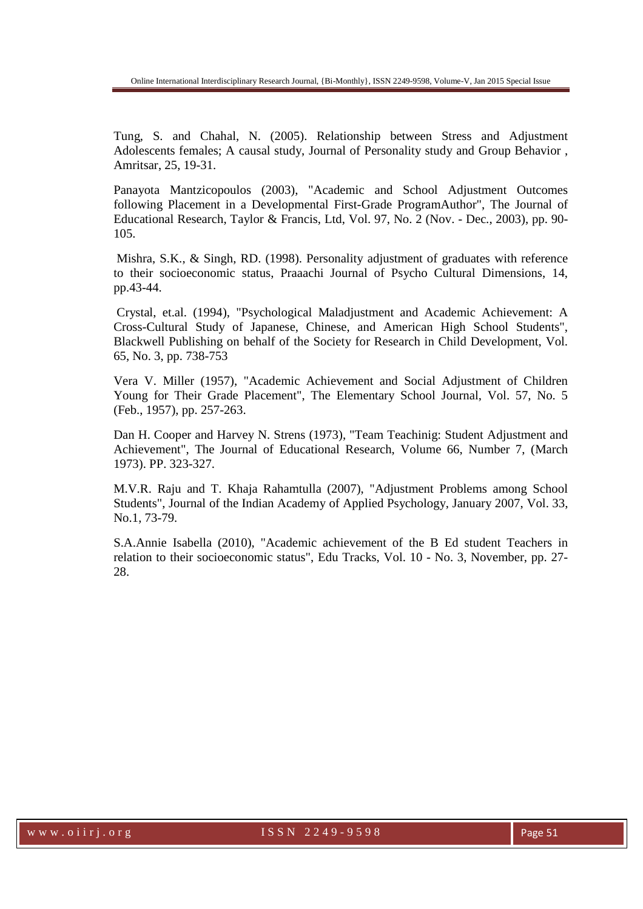Tung, S. and Chahal, N. (2005). Relationship between Stress and Adjustment Adolescents females; A causal study, Journal of Personality study and Group Behavior , Amritsar, 25, 19-31.

Panayota Mantzicopoulos (2003), "Academic and School Adjustment Outcomes following Placement in a Developmental First-Grade ProgramAuthor", The Journal of Educational Research, Taylor & Francis, Ltd, Vol. 97, No. 2 (Nov. - Dec., 2003), pp. 90-105.

Mishra, S.K., & Singh, RD. (1998). Personality adjustment of graduates with reference to their socioeconomic status, Praaachi Journal of Psycho Cultural Dimensions, 14, pp.43-44.

Crystal, et.al. (1994), "Psychological Maladjustment and Academic Achievement: A Cross-Cultural Study of Japanese, Chinese, and American High School Students", Blackwell Publishing on behalf of the Society for Research in Child Development, Vol. 65, No. 3, pp. 738-753

Vera V. Miller (1957), "Academic Achievement and Social Adjustment of Children Young for Their Grade Placement", The Elementary School Journal, Vol. 57, No. 5 (Feb., 1957), pp. 257-263.

Dan H. Cooper and Harvey N. Strens (1973), "Team Teachinig: Student Adjustment and Achievement", The Journal of Educational Research, Volume 66, Number 7, (March 1973). PP. 323-327.

M.V.R. Raju and T. Khaja Rahamtulla (2007), "Adjustment Problems among School Students", Journal of the Indian Academy of Applied Psychology, January 2007, Vol. 33, No.1, 73-79.

S.A.Annie Isabella (2010), "Academic achievement of the B Ed student Teachers in relation to their socioeconomic status", Edu Tracks, Vol. 10 - No. 3, November, pp. 27-28.